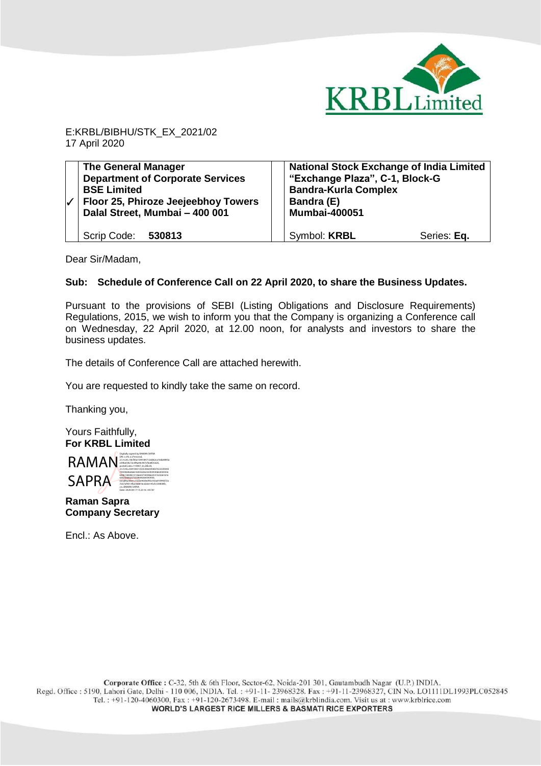E:KRBL/BIBHU/STK_EX_2021/02
17 April 2020

| ✓ | The General Manager<br>Department of Corporate Services<br>BSE Limited<br>Floor 25, Phiroze Jeejeebhoy Towers<br>Dalal Street, Mumbai – 400 001 | | National Stock Exchange of India Limited<br>"Exchange Plaza", C-1, Block-G<br>Bandra-Kurla Complex<br>Bandra (E)<br>Mumbai-400051 | |
|---|---|---|---|---|
| | Scrip Code: **530813** | | Symbol: **KRBL** | Series: **Eq.** |

Dear Sir/Madam,

**Sub: Schedule of Conference Call on 22 April 2020, to share the Business Updates.**

Pursuant to the provisions of SEBI (Listing Obligations and Disclosure Requirements) Regulations, 2015, we wish to inform you that the Company is organizing a Conference call on Wednesday, 22 April 2020, at 12.00 noon, for analysts and investors to share the business updates.

The details of Conference Call are attached herewith.

You are requested to kindly take the same on record.

Thanking you,

Yours Faithfully,
**For KRBL Limited**

RAMAN SAPRA

**Raman Sapra**
**Company Secretary**

Encl.: As Above.

Corporate Office : C-32, 5th & 6th Floor, Sector-62, Noida-201 301, Gautambudh Nagar (U.P.) INDIA.
Regd. Office : 5190, Lahori Gate, Delhi - 110 006, INDIA. Tel. : +91-11-23968328, Fax : +91-11-23968327, CIN No. LO1111DL1993PLC052845
Tel. : +91-120-4060300, Fax : +91-120-2673498. E-mail : mails@krblindia.com. Visit us at : www.krblrice.com
WORLD'S LARGEST RICE MILLERS & BASMATI RICE EXPORTERS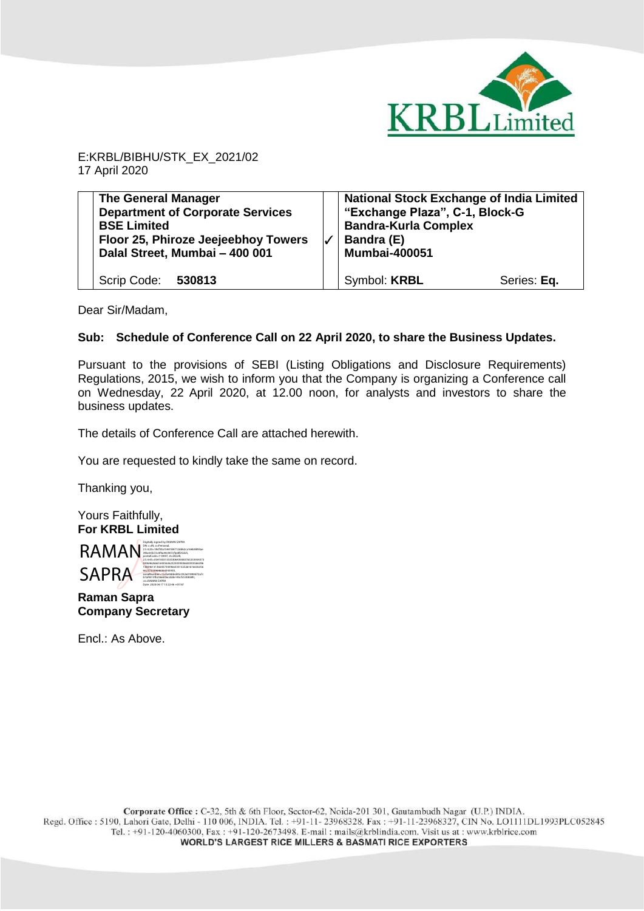E:KRBL/BIBHU/STK_EX_2021/02
17 April 2020

| | The General Manager<br>Department of Corporate Services<br>BSE Limited<br>Floor 25, Phiroze Jeejeebhoy Towers<br>Dalal Street, Mumbai – 400 001 | ✓ | National Stock Exchange of India Limited<br>"Exchange Plaza", C-1, Block-G<br>Bandra-Kurla Complex<br>Bandra (E)<br>Mumbai-400051 | |
|---|---|---|---|---|
| | Scrip Code: **530813** | | Symbol: **KRBL** | Series: **Eq.** |

Dear Sir/Madam,

**Sub: Schedule of Conference Call on 22 April 2020, to share the Business Updates.**

Pursuant to the provisions of SEBI (Listing Obligations and Disclosure Requirements) Regulations, 2015, we wish to inform you that the Company is organizing a Conference call on Wednesday, 22 April 2020, at 12.00 noon, for analysts and investors to share the business updates.

The details of Conference Call are attached herewith.

You are requested to kindly take the same on record.

Thanking you,

Yours Faithfully,
**For KRBL Limited**

RAMAN SAPRA

**Raman Sapra**
**Company Secretary**

Encl.: As Above.

**Corporate Office :** C-32, 5th & 6th Floor, Sector-62, Noida-201 301, Gautambudh Nagar (U.P.) INDIA.
Regd. Office : 5190, Lahori Gate, Delhi - 110 006, INDIA. Tel. : +91-11- 23968328, Fax : +91-11-23968327, CIN No. L01111DL1993PLC052845
Tel. : +91-120-4060300, Fax : +91-120-2673498. E-mail : mails@krblindia.com. Visit us at : www.krblrice.com
**WORLD'S LARGEST RICE MILLERS & BASMATI RICE EXPORTERS**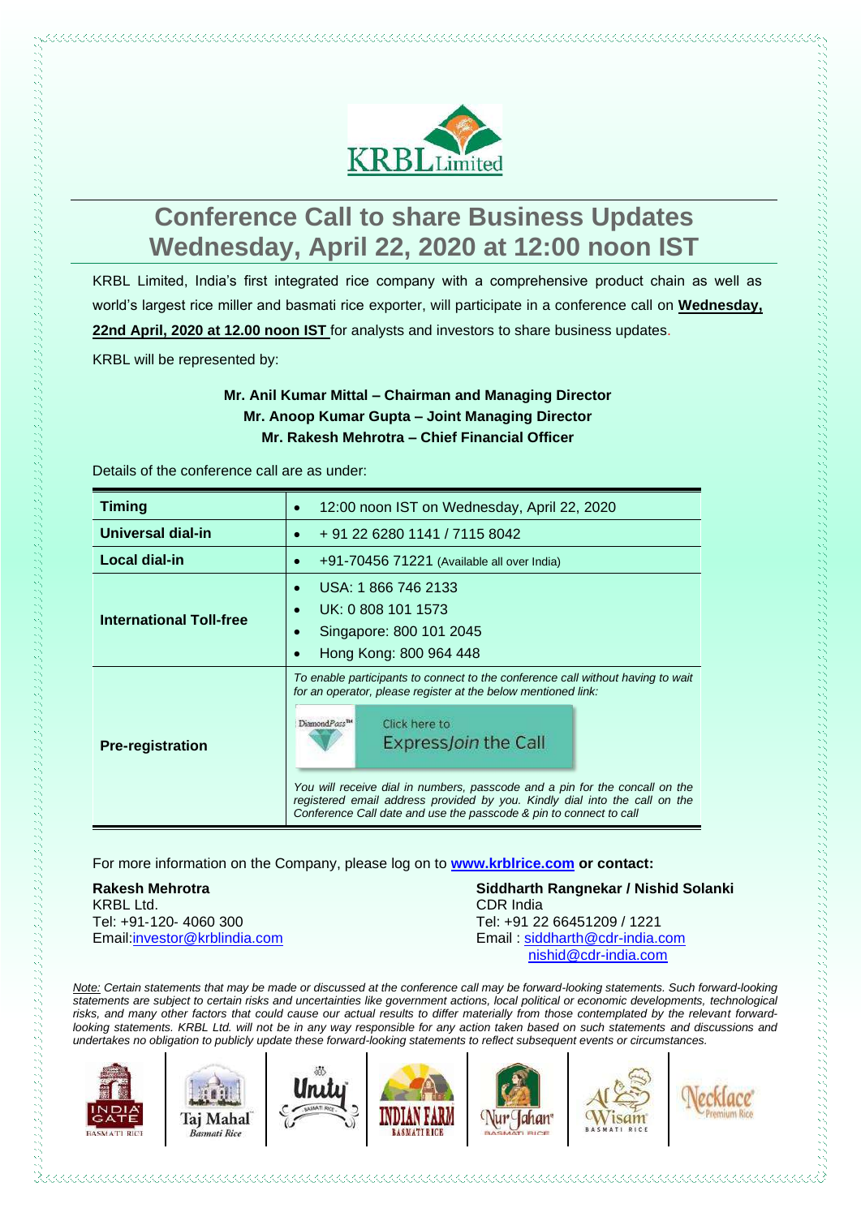KRBL Limited

# Conference Call to share Business Updates Wednesday, April 22, 2020 at 12:00 noon IST

KRBL Limited, India's first integrated rice company with a comprehensive product chain as well as world's largest rice miller and basmati rice exporter, will participate in a conference call on **Wednesday, 22nd April, 2020 at 12.00 noon IST** for analysts and investors to share business updates.

KRBL will be represented by:

**Mr. Anil Kumar Mittal – Chairman and Managing Director**
**Mr. Anoop Kumar Gupta – Joint Managing Director**
**Mr. Rakesh Mehrotra – Chief Financial Officer**

Details of the conference call are as under:

| | |
|---|---|
| **Timing** | • 12:00 noon IST on Wednesday, April 22, 2020 |
| **Universal dial-in** | • + 91 22 6280 1141 / 7115 8042 |
| **Local dial-in** | • +91-70456 71221 (Available all over India) |
| **International Toll-free** | • USA: 1 866 746 2133<br>• UK: 0 808 101 1573<br>• Singapore: 800 101 2045<br>• Hong Kong: 800 964 448 |
| **Pre-registration** | *To enable participants to connect to the conference call without having to wait for an operator, please register at the below mentioned link:*<br>DiamondPass™ Click here to Express*Join* the Call<br>*You will receive dial in numbers, passcode and a pin for the concall on the registered email address provided by you. Kindly dial into the call on the Conference Call date and use the passcode & pin to connect to call* |

For more information on the Company, please log on to **www.krblrice.com** **or contact:**

**Rakesh Mehrotra**
KRBL Ltd.
Tel: +91-120- 4060 300
Email:investor@krblindia.com

**Siddharth Rangnekar / Nishid Solanki**
CDR India
Tel: +91 22 66451209 / 1221
Email : siddharth@cdr-india.com
nishid@cdr-india.com

*Note: Certain statements that may be made or discussed at the conference call may be forward-looking statements. Such forward-looking statements are subject to certain risks and uncertainties like government actions, local political or economic developments, technological risks, and many other factors that could cause our actual results to differ materially from those contemplated by the relevant forward-looking statements. KRBL Ltd. will not be in any way responsible for any action taken based on such statements and discussions and undertakes no obligation to publicly update these forward-looking statements to reflect subsequent events or circumstances.*